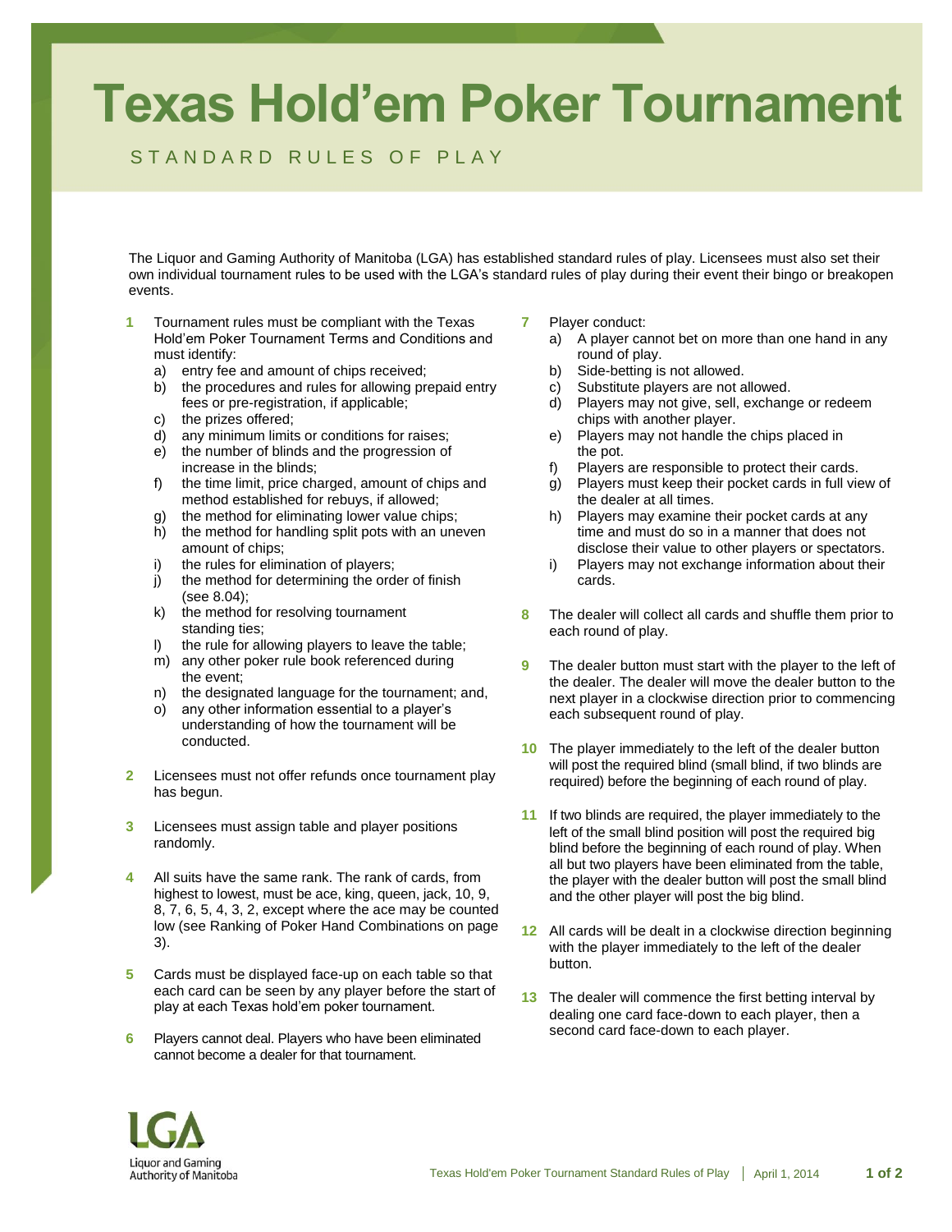# Texas Hold'em Poker Tournament

STANDARD RULES OF PLAY

The Liquor and Gaming Authority of Manitoba (LGA) has established standard rules of play. Licensees must also set their own individual tournament rules to be used with the LGA's standard rules of play during their event their bingo or breakopen events.

**1** Tournament rules must be compliant with the Texas Hold'em Poker Tournament Terms and Conditions and must identify:

a) entry fee and amount of chips received;
b) the procedures and rules for allowing prepaid entry fees or pre-registration, if applicable;
c) the prizes offered;
d) any minimum limits or conditions for raises;
e) the number of blinds and the progression of increase in the blinds;
f) the time limit, price charged, amount of chips and method established for rebuys, if allowed;
g) the method for eliminating lower value chips;
h) the method for handling split pots with an uneven amount of chips;
i) the rules for elimination of players;
j) the method for determining the order of finish (see 8.04);
k) the method for resolving tournament standing ties;
l) the rule for allowing players to leave the table;
m) any other poker rule book referenced during the event;
n) the designated language for the tournament; and,
o) any other information essential to a player's understanding of how the tournament will be conducted.

**2** Licensees must not offer refunds once tournament play has begun.

**3** Licensees must assign table and player positions randomly.

**4** All suits have the same rank. The rank of cards, from highest to lowest, must be ace, king, queen, jack, 10, 9, 8, 7, 6, 5, 4, 3, 2, except where the ace may be counted low (see Ranking of Poker Hand Combinations on page 3).

**5** Cards must be displayed face-up on each table so that each card can be seen by any player before the start of play at each Texas hold'em poker tournament.

**6** Players cannot deal. Players who have been eliminated cannot become a dealer for that tournament.

**7** Player conduct:

a) A player cannot bet on more than one hand in any round of play.
b) Side-betting is not allowed.
c) Substitute players are not allowed.
d) Players may not give, sell, exchange or redeem chips with another player.
e) Players may not handle the chips placed in the pot.
f) Players are responsible to protect their cards.
g) Players must keep their pocket cards in full view of the dealer at all times.
h) Players may examine their pocket cards at any time and must do so in a manner that does not disclose their value to other players or spectators.
i) Players may not exchange information about their cards.

**8** The dealer will collect all cards and shuffle them prior to each round of play.

**9** The dealer button must start with the player to the left of the dealer. The dealer will move the dealer button to the next player in a clockwise direction prior to commencing each subsequent round of play.

**10** The player immediately to the left of the dealer button will post the required blind (small blind, if two blinds are required) before the beginning of each round of play.

**11** If two blinds are required, the player immediately to the left of the small blind position will post the required big blind before the beginning of each round of play. When all but two players have been eliminated from the table, the player with the dealer button will post the small blind and the other player will post the big blind.

**12** All cards will be dealt in a clockwise direction beginning with the player immediately to the left of the dealer button.

**13** The dealer will commence the first betting interval by dealing one card face-down to each player, then a second card face-down to each player.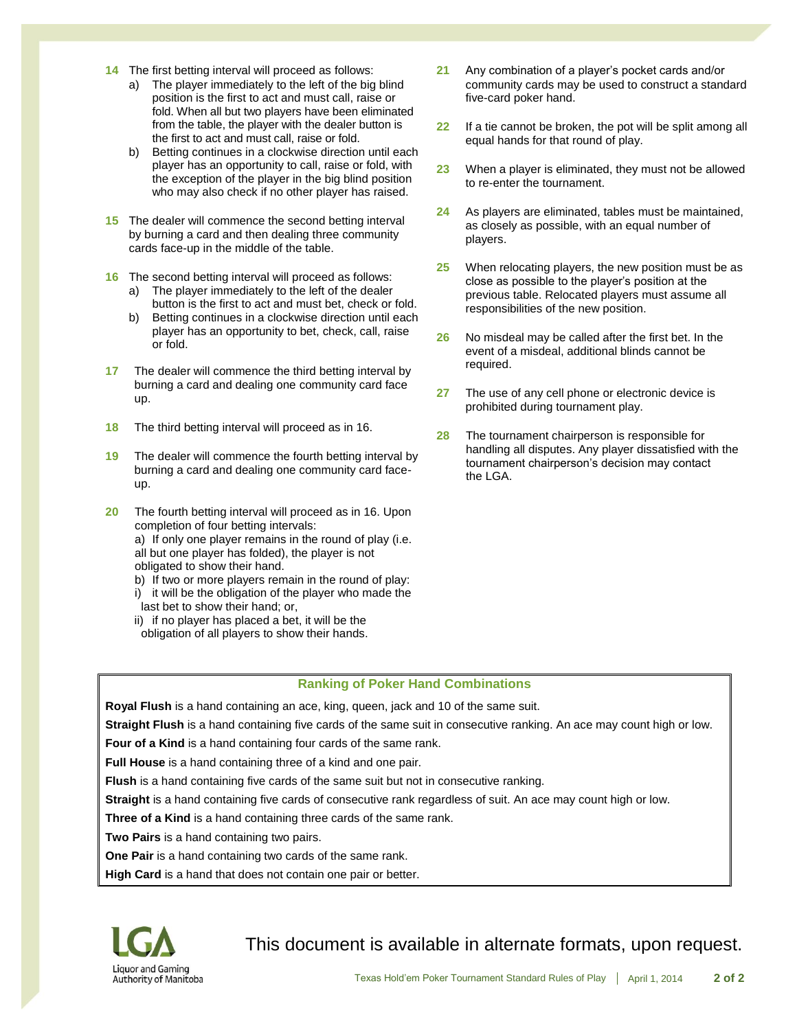14 The first betting interval will proceed as follows:

   a) The player immediately to the left of the big blind position is the first to act and must call, raise or fold. When all but two players have been eliminated from the table, the player with the dealer button is the first to act and must call, raise or fold.

   b) Betting continues in a clockwise direction until each player has an opportunity to call, raise or fold, with the exception of the player in the big blind position who may also check if no other player has raised.

15 The dealer will commence the second betting interval by burning a card and then dealing three community cards face-up in the middle of the table.

16 The second betting interval will proceed as follows:

   a) The player immediately to the left of the dealer button is the first to act and must bet, check or fold.

   b) Betting continues in a clockwise direction until each player has an opportunity to bet, check, call, raise or fold.

17 The dealer will commence the third betting interval by burning a card and dealing one community card face up.

18 The third betting interval will proceed as in 16.

19 The dealer will commence the fourth betting interval by burning a card and dealing one community card face-up.

20 The fourth betting interval will proceed as in 16. Upon completion of four betting intervals:

   a) If only one player remains in the round of play (i.e. all but one player has folded), the player is not obligated to show their hand.

   b) If two or more players remain in the round of play:

   i) it will be the obligation of the player who made the last bet to show their hand; or,

   ii) if no player has placed a bet, it will be the obligation of all players to show their hands.

21 Any combination of a player's pocket cards and/or community cards may be used to construct a standard five-card poker hand.

22 If a tie cannot be broken, the pot will be split among all equal hands for that round of play.

23 When a player is eliminated, they must not be allowed to re-enter the tournament.

24 As players are eliminated, tables must be maintained, as closely as possible, with an equal number of players.

25 When relocating players, the new position must be as close as possible to the player's position at the previous table. Relocated players must assume all responsibilities of the new position.

26 No misdeal may be called after the first bet. In the event of a misdeal, additional blinds cannot be required.

27 The use of any cell phone or electronic device is prohibited during tournament play.

28 The tournament chairperson is responsible for handling all disputes. Any player dissatisfied with the tournament chairperson's decision may contact the LGA.

### Ranking of Poker Hand Combinations

**Royal Flush** is a hand containing an ace, king, queen, jack and 10 of the same suit.

**Straight Flush** is a hand containing five cards of the same suit in consecutive ranking. An ace may count high or low.

**Four of a Kind** is a hand containing four cards of the same rank.

**Full House** is a hand containing three of a kind and one pair.

**Flush** is a hand containing five cards of the same suit but not in consecutive ranking.

**Straight** is a hand containing five cards of consecutive rank regardless of suit. An ace may count high or low.

**Three of a Kind** is a hand containing three cards of the same rank.

**Two Pairs** is a hand containing two pairs.

**One Pair** is a hand containing two cards of the same rank.

**High Card** is a hand that does not contain one pair or better.

LGA
Liquor and Gaming Authority of Manitoba

This document is available in alternate formats, upon request.